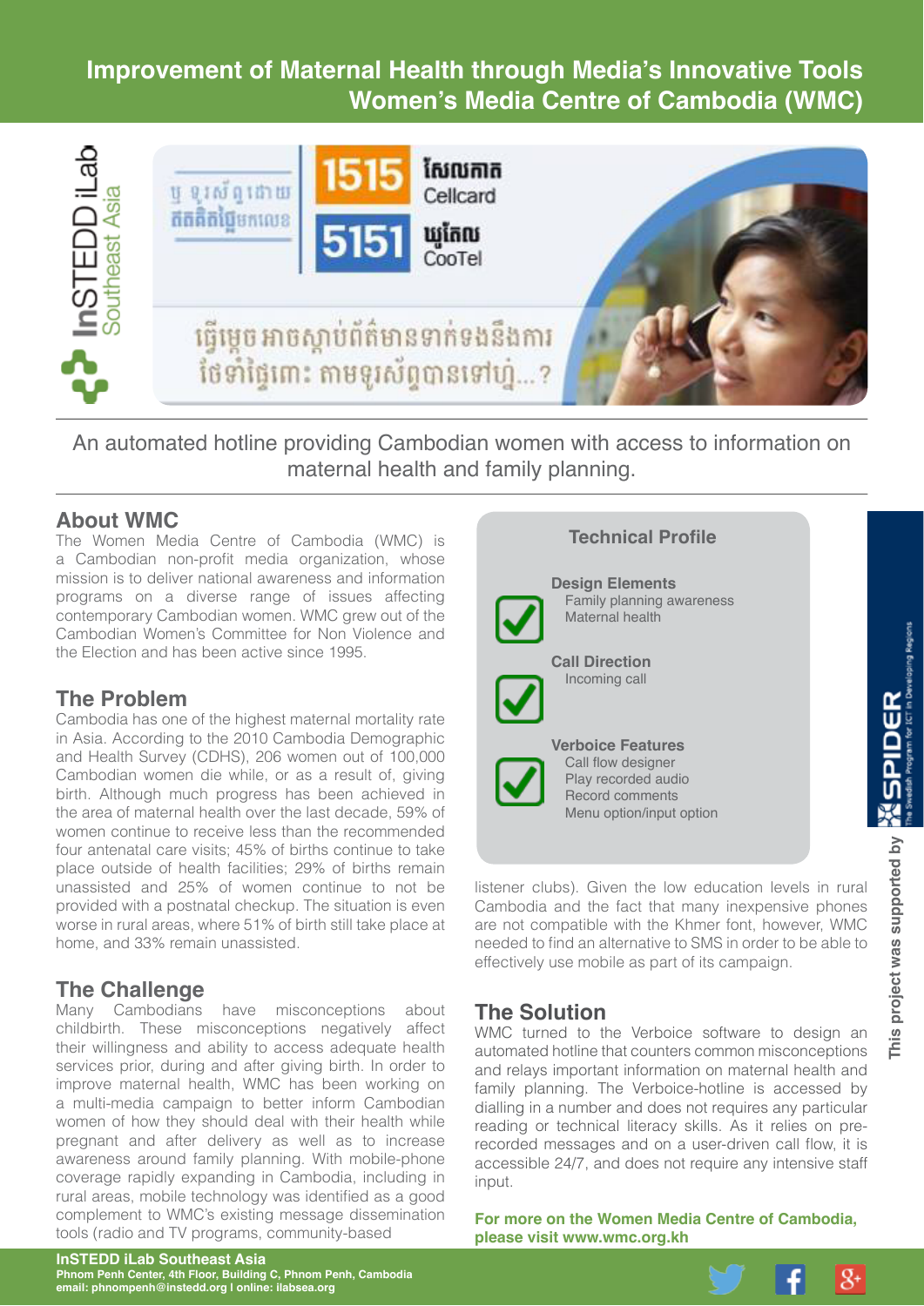# Improvement of Maternal Health through Media's Innovative Tools
## Women's Media Centre of Cambodia (WMC)

An automated hotline providing Cambodian women with access to information on maternal health and family planning.

## About WMC

The Women Media Centre of Cambodia (WMC) is a Cambodian non-profit media organization, whose mission is to deliver national awareness and information programs on a diverse range of issues affecting contemporary Cambodian women. WMC grew out of the Cambodian Women's Committee for Non Violence and the Election and has been active since 1995.

## The Problem

Cambodia has one of the highest maternal mortality rate in Asia. According to the 2010 Cambodia Demographic and Health Survey (CDHS), 206 women out of 100,000 Cambodian women die while, or as a result of, giving birth. Although much progress has been achieved in the area of maternal health over the last decade, 59% of women continue to receive less than the recommended four antenatal care visits; 45% of births continue to take place outside of health facilities; 29% of births remain unassisted and 25% of women continue to not be provided with a postnatal checkup. The situation is even worse in rural areas, where 51% of birth still take place at home, and 33% remain unassisted.

## The Challenge

Many Cambodians have misconceptions about childbirth. These misconceptions negatively affect their willingness and ability to access adequate health services prior, during and after giving birth. In order to improve maternal health, WMC has been working on a multi-media campaign to better inform Cambodian women of how they should deal with their health while pregnant and after delivery as well as to increase awareness around family planning. With mobile-phone coverage rapidly expanding in Cambodia, including in rural areas, mobile technology was identified as a good complement to WMC's existing message dissemination tools (radio and TV programs, community-based listener clubs). Given the low education levels in rural Cambodia and the fact that many inexpensive phones are not compatible with the Khmer font, however, WMC needed to find an alternative to SMS in order to be able to effectively use mobile as part of its campaign.

### Technical Profile

**Design Elements**
- Family planning awareness
- Maternal health

**Call Direction**
- Incoming call

**Verboice Features**
- Call flow designer
- Play recorded audio
- Record comments
- Menu option/input option

## The Solution

WMC turned to the Verboice software to design an automated hotline that counters common misconceptions and relays important information on maternal health and family planning. The Verboice-hotline is accessed by dialling in a number and does not requires any particular reading or technical literacy skills. As it relies on pre-recorded messages and on a user-driven call flow, it is accessible 24/7, and does not require any intensive staff input.

**For more on the Women Media Centre of Cambodia, please visit www.wmc.org.kh**

This project was supported by SPIDER – The Swedish Program for ICT in Developing Regions

**InSTEDD iLab Southeast Asia**
Phnom Penh Center, 4th Floor, Building C, Phnom Penh, Cambodia
email: phnompenh@instedd.org | online: ilabsea.org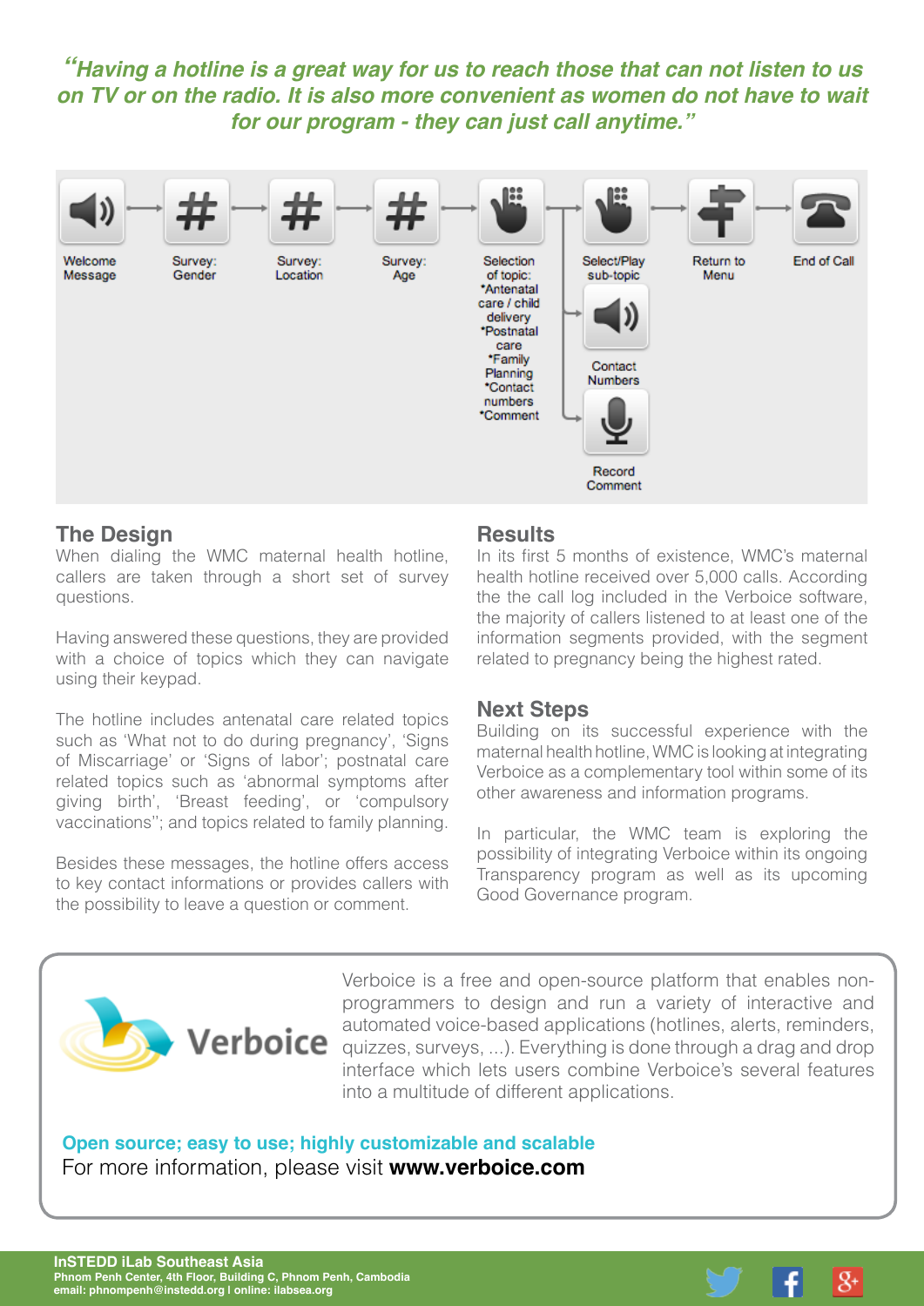*"Having a hotline is a great way for us to reach those that can not listen to us on TV or on the radio. It is also more convenient as women do not have to wait for our program - they can just call anytime."*

Welcome Message
Survey: Gender
Survey: Location
Survey: Age
Selection of topic:
*Antenatal care / child delivery
*Postnatal care
*Family Planning
*Contact numbers
*Comment
Select/Play sub-topic
Contact Numbers
Record Comment
Return to Menu
End of Call

## The Design

When dialing the WMC maternal health hotline, callers are taken through a short set of survey questions.

Having answered these questions, they are provided with a choice of topics which they can navigate using their keypad.

The hotline includes antenatal care related topics such as 'What not to do during pregnancy', 'Signs of Miscarriage' or 'Signs of labor'; postnatal care related topics such as 'abnormal symptoms after giving birth', 'Breast feeding', or 'compulsory vaccinations''; and topics related to family planning.

Besides these messages, the hotline offers access to key contact informations or provides callers with the possibility to leave a question or comment.

## Results

In its first 5 months of existence, WMC's maternal health hotline received over 5,000 calls. According the the call log included in the Verboice software, the majority of callers listened to at least one of the information segments provided, with the segment related to pregnancy being the highest rated.

## Next Steps

Building on its successful experience with the maternal health hotline, WMC is looking at integrating Verboice as a complementary tool within some of its other awareness and information programs.

In particular, the WMC team is exploring the possibility of integrating Verboice within its ongoing Transparency program as well as its upcoming Good Governance program.

Verboice

Verboice is a free and open-source platform that enables non-programmers to design and run a variety of interactive and automated voice-based applications (hotlines, alerts, reminders, quizzes, surveys, ...). Everything is done through a drag and drop interface which lets users combine Verboice's several features into a multitude of different applications.

**Open source; easy to use; highly customizable and scalable**

For more information, please visit **www.verboice.com**

**InSTEDD iLab Southeast Asia**
**Phnom Penh Center, 4th Floor, Building C, Phnom Penh, Cambodia**
**email: phnompenh@instedd.org I online: ilabsea.org**